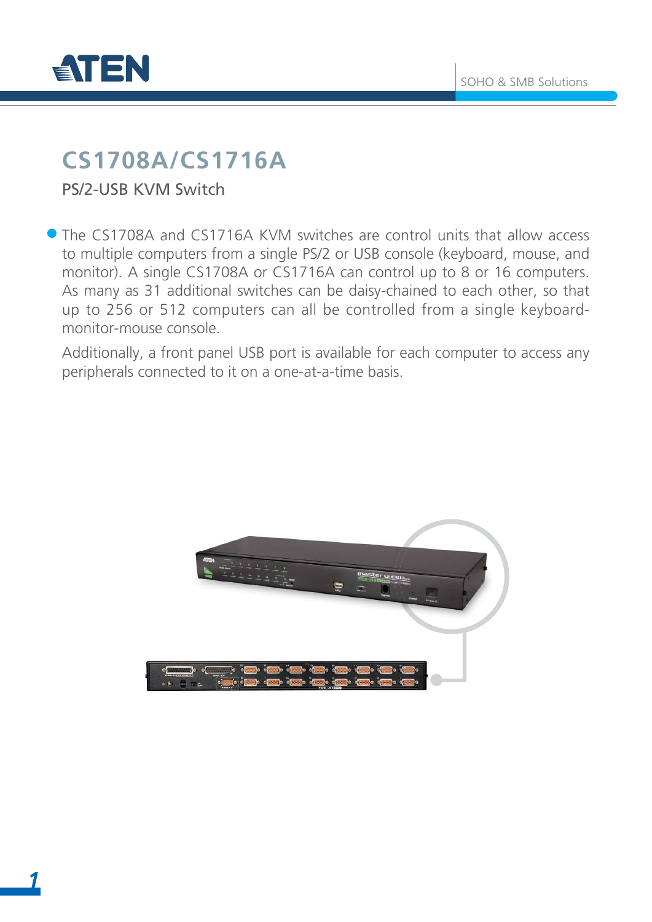# CS1708A/CS1716A

PS/2-USB KVM Switch

- The CS1708A and CS1716A KVM switches are control units that allow access to multiple computers from a single PS/2 or USB console (keyboard, mouse, and monitor). A single CS1708A or CS1716A can control up to 8 or 16 computers. As many as 31 additional switches can be daisy-chained to each other, so that up to 256 or 512 computers can all be controlled from a single keyboard-monitor-mouse console.

  Additionally, a front panel USB port is available for each computer to access any peripherals connected to it on a one-at-a-time basis.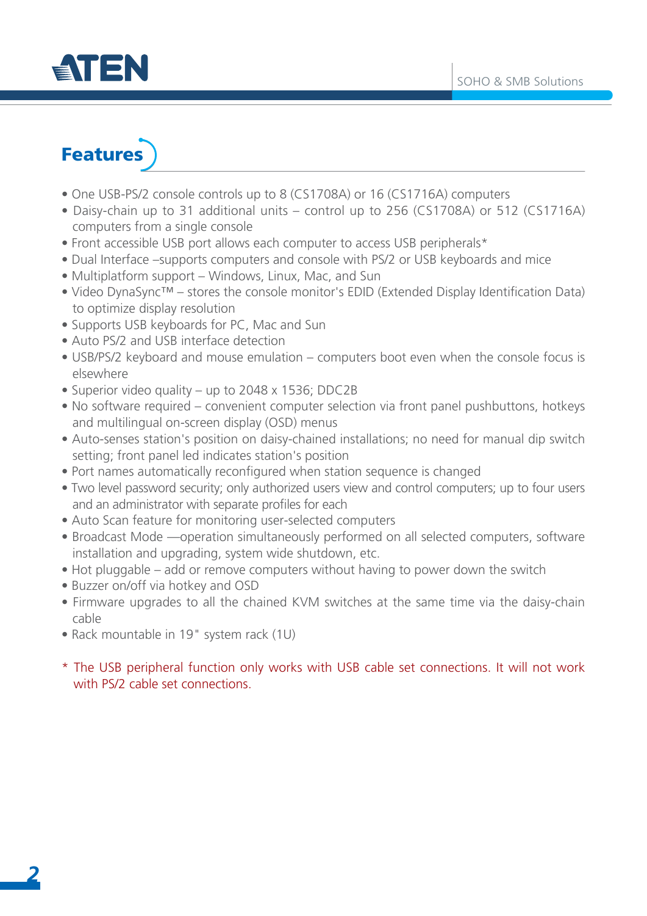## Features

- One USB-PS/2 console controls up to 8 (CS1708A) or 16 (CS1716A) computers
- Daisy-chain up to 31 additional units – control up to 256 (CS1708A) or 512 (CS1716A) computers from a single console
- Front accessible USB port allows each computer to access USB peripherals*
- Dual Interface –supports computers and console with PS/2 or USB keyboards and mice
- Multiplatform support – Windows, Linux, Mac, and Sun
- Video DynaSync™ – stores the console monitor's EDID (Extended Display Identification Data) to optimize display resolution
- Supports USB keyboards for PC, Mac and Sun
- Auto PS/2 and USB interface detection
- USB/PS/2 keyboard and mouse emulation – computers boot even when the console focus is elsewhere
- Superior video quality – up to 2048 x 1536; DDC2B
- No software required – convenient computer selection via front panel pushbuttons, hotkeys and multilingual on-screen display (OSD) menus
- Auto-senses station's position on daisy-chained installations; no need for manual dip switch setting; front panel led indicates station's position
- Port names automatically reconfigured when station sequence is changed
- Two level password security; only authorized users view and control computers; up to four users and an administrator with separate profiles for each
- Auto Scan feature for monitoring user-selected computers
- Broadcast Mode —operation simultaneously performed on all selected computers, software installation and upgrading, system wide shutdown, etc.
- Hot pluggable – add or remove computers without having to power down the switch
- Buzzer on/off via hotkey and OSD
- Firmware upgrades to all the chained KVM switches at the same time via the daisy-chain cable
- Rack mountable in 19" system rack (1U)

\* The USB peripheral function only works with USB cable set connections. It will not work with PS/2 cable set connections.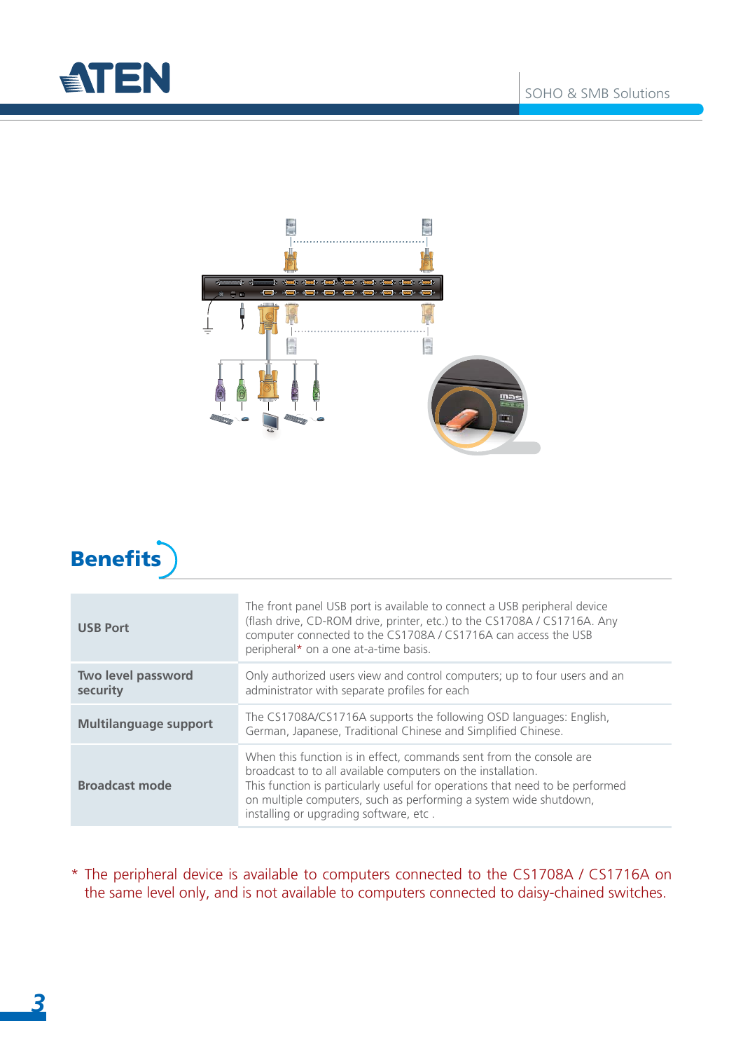## Benefits

| | |
|---|---|
| **USB Port** | The front panel USB port is available to connect a USB peripheral device (flash drive, CD-ROM drive, printer, etc.) to the CS1708A / CS1716A. Any computer connected to the CS1708A / CS1716A can access the USB peripheral* on a one at-a-time basis. |
| **Two level password security** | Only authorized users view and control computers; up to four users and an administrator with separate profiles for each |
| **Multilanguage support** | The CS1708A/CS1716A supports the following OSD languages: English, German, Japanese, Traditional Chinese and Simplified Chinese. |
| **Broadcast mode** | When this function is in effect, commands sent from the console are broadcast to to all available computers on the installation. This function is particularly useful for operations that need to be performed on multiple computers, such as performing a system wide shutdown, installing or upgrading software, etc . |

* The peripheral device is available to computers connected to the CS1708A / CS1716A on the same level only, and is not available to computers connected to daisy-chained switches.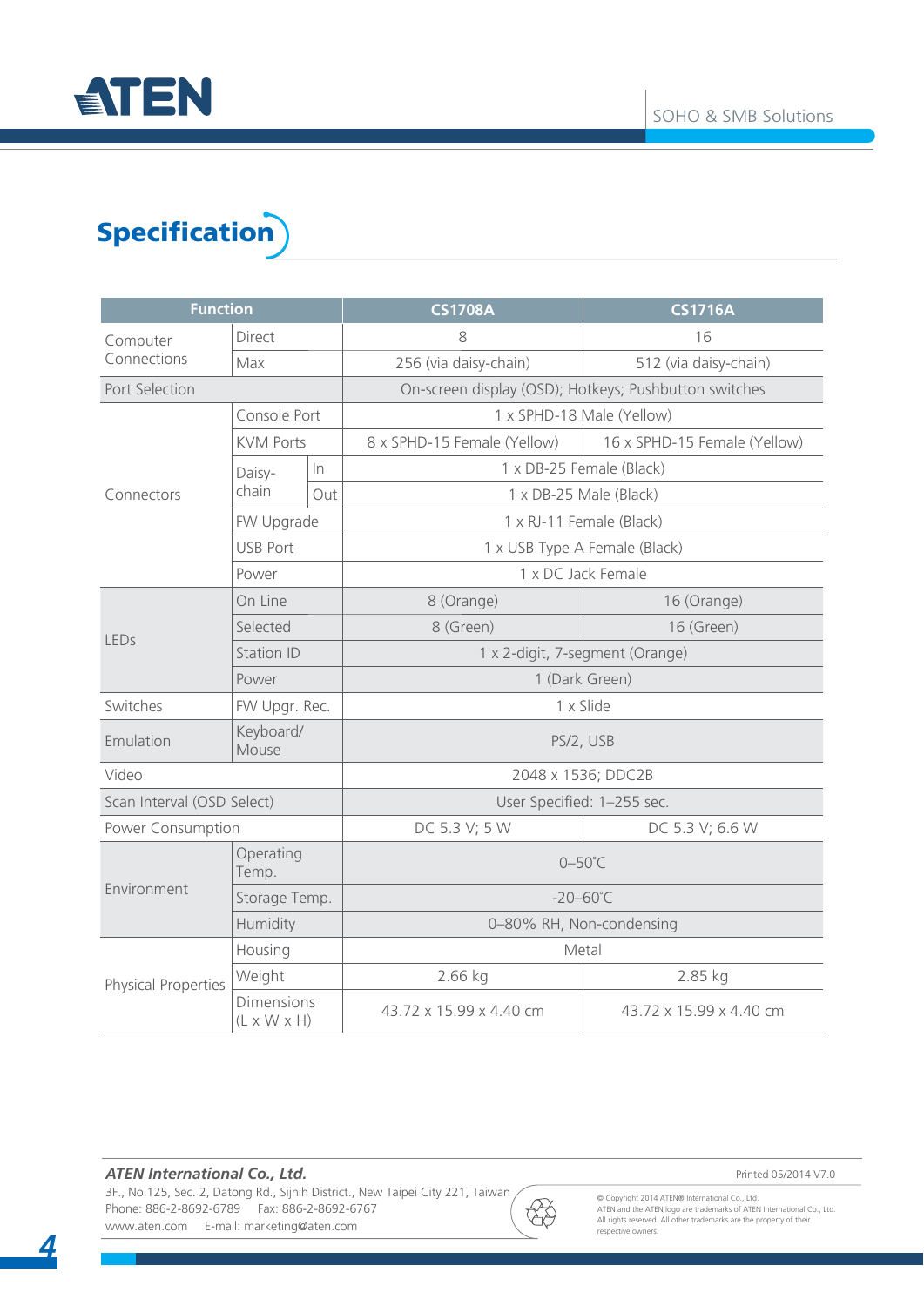## Specification

| Function | | | CS1708A | CS1716A |
|---|---|---|---|---|
| Computer Connections | Direct | | 8 | 16 |
| | Max | | 256 (via daisy-chain) | 512 (via daisy-chain) |
| Port Selection | | | On-screen display (OSD); Hotkeys; Pushbutton switches | |
| Connectors | Console Port | | 1 x SPHD-18 Male (Yellow) | |
| | KVM Ports | | 8 x SPHD-15 Female (Yellow) | 16 x SPHD-15 Female (Yellow) |
| | Daisy-chain | In | 1 x DB-25 Female (Black) | |
| | | Out | 1 x DB-25 Male (Black) | |
| | FW Upgrade | | 1 x RJ-11 Female (Black) | |
| | USB Port | | 1 x USB Type A Female (Black) | |
| | Power | | 1 x DC Jack Female | |
| LEDs | On Line | | 8 (Orange) | 16 (Orange) |
| | Selected | | 8 (Green) | 16 (Green) |
| | Station ID | | 1 x 2-digit, 7-segment (Orange) | |
| | Power | | 1 (Dark Green) | |
| Switches | FW Upgr. Rec. | | 1 x Slide | |
| Emulation | Keyboard/ Mouse | | PS/2, USB | |
| Video | | | 2048 x 1536; DDC2B | |
| Scan Interval (OSD Select) | | | User Specified: 1–255 sec. | |
| Power Consumption | | | DC 5.3 V; 5 W | DC 5.3 V; 6.6 W |
| Environment | Operating Temp. | | 0–50˚C | |
| | Storage Temp. | | -20–60˚C | |
| | Humidity | | 0–80% RH, Non-condensing | |
| Physical Properties | Housing | | Metal | |
| | Weight | | 2.66 kg | 2.85 kg |
| | Dimensions (L x W x H) | | 43.72 x 15.99 x 4.40 cm | 43.72 x 15.99 x 4.40 cm |

***ATEN International Co., Ltd.***

3F., No.125, Sec. 2, Datong Rd., Sijhih District., New Taipei City 221, Taiwan
Phone: 886-2-8692-6789 Fax: 886-2-8692-6767
www.aten.com E-mail: marketing@aten.com

Printed 05/2014 V7.0

© Copyright 2014 ATEN® International Co., Ltd.
ATEN and the ATEN logo are trademarks of ATEN International Co., Ltd.
All rights reserved. All other trademarks are the property of their respective owners.